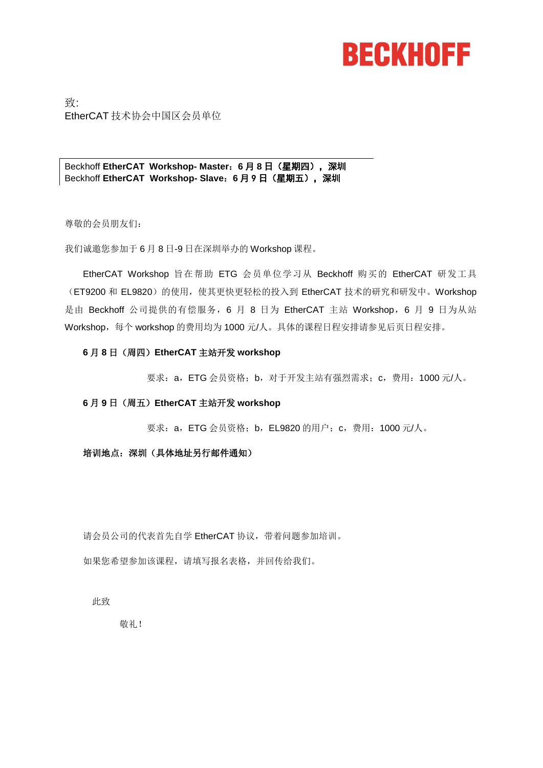**BECKHOFF**

致:
EtherCAT 技术协会中国区会员单位

Beckhoff **EtherCAT Workshop- Master：6 月 8 日（星期四），深圳**
Beckhoff **EtherCAT Workshop- Slave：6 月 9 日（星期五），深圳**

尊敬的会员朋友们：

我们诚邀您参加于 6 月 8 日-9 日在深圳举办的 Workshop 课程。

EtherCAT Workshop 旨在帮助 ETG 会员单位学习从 Beckhoff 购买的 EtherCAT 研发工具（ET9200 和 EL9820）的使用，使其更快更轻松的投入到 EtherCAT 技术的研究和研发中。Workshop 是由 Beckhoff 公司提供的有偿服务，6 月 8 日为 EtherCAT 主站 Workshop，6 月 9 日为从站 Workshop，每个 workshop 的费用均为 1000 元/人。具体的课程日程安排请参见后页日程安排。

**6 月 8 日（周四）EtherCAT 主站开发 workshop**

要求：a，ETG 会员资格；b，对于开发主站有强烈需求；c，费用：1000 元/人。

**6 月 9 日（周五）EtherCAT 主站开发 workshop**

要求：a，ETG 会员资格；b，EL9820 的用户；c，费用：1000 元/人。

**培训地点：深圳（具体地址另行邮件通知）**

请会员公司的代表首先自学 EtherCAT 协议，带着问题参加培训。

如果您希望参加该课程，请填写报名表格，并回传给我们。

此致

敬礼！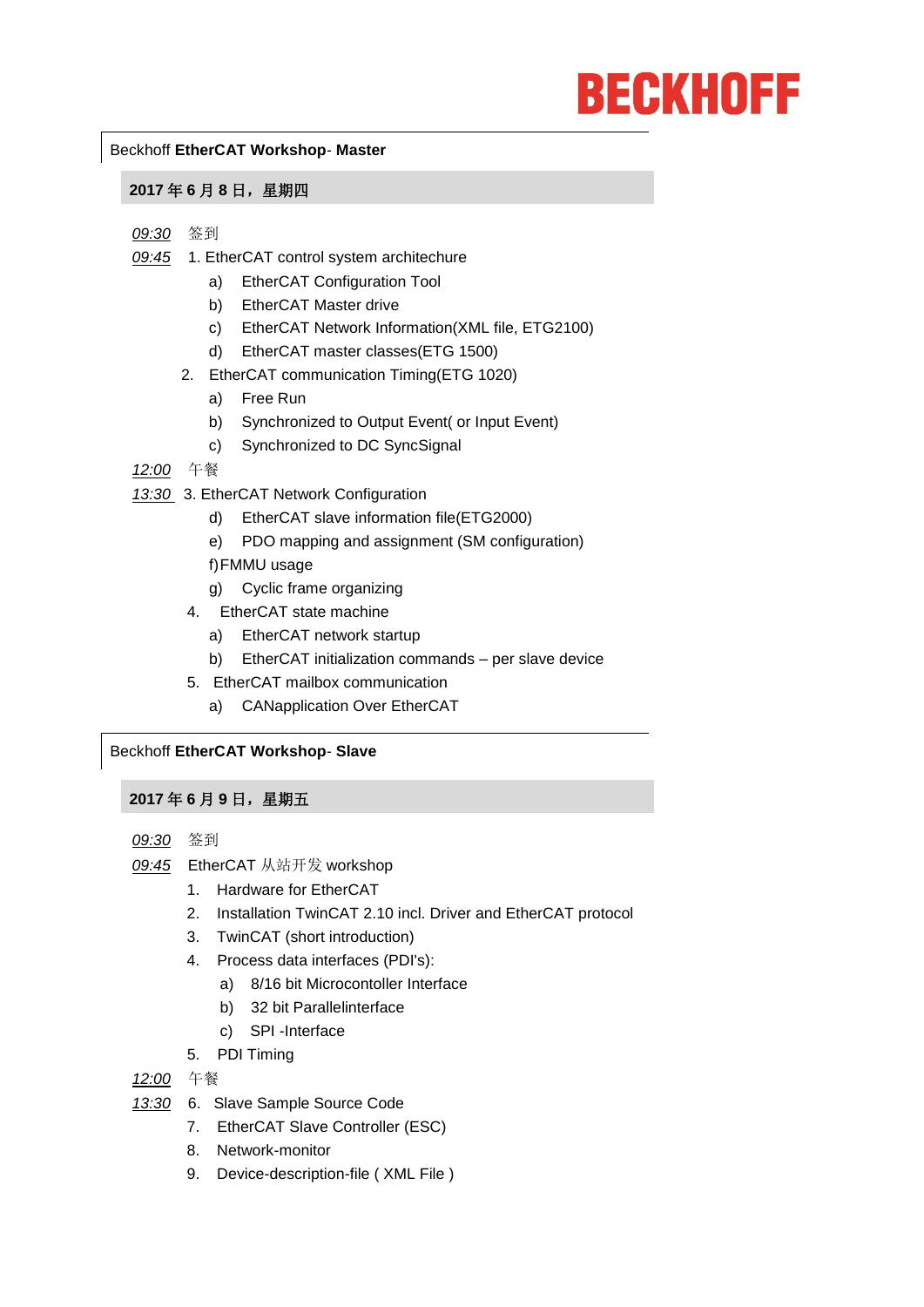**BECKHOFF**

Beckhoff **EtherCAT Workshop**- **Master**

**2017 年 6 月 8 日，星期四**

*09:30* 签到

*09:45* 1. EtherCAT control system architechure

- a) EtherCAT Configuration Tool
- b) EtherCAT Master drive
- c) EtherCAT Network Information(XML file, ETG2100)
- d) EtherCAT master classes(ETG 1500)

2. EtherCAT communication Timing(ETG 1020)

- a) Free Run
- b) Synchronized to Output Event( or Input Event)
- c) Synchronized to DC SyncSignal

*12:00* 午餐

*13:30* 3. EtherCAT Network Configuration

- d) EtherCAT slave information file(ETG2000)
- e) PDO mapping and assignment (SM configuration)
- f) FMMU usage
- g) Cyclic frame organizing

4. EtherCAT state machine

- a) EtherCAT network startup
- b) EtherCAT initialization commands – per slave device

5. EtherCAT mailbox communication

- a) CANapplication Over EtherCAT

Beckhoff **EtherCAT Workshop**- **Slave**

**2017 年 6 月 9 日，星期五**

*09:30* 签到

*09:45* EtherCAT 从站开发 workshop

1. Hardware for EtherCAT
2. Installation TwinCAT 2.10 incl. Driver and EtherCAT protocol
3. TwinCAT (short introduction)
4. Process data interfaces (PDI's):
   - a) 8/16 bit Microcontoller Interface
   - b) 32 bit Parallelinterface
   - c) SPI -Interface
5. PDI Timing

*12:00* 午餐

*13:30*

6. Slave Sample Source Code
7. EtherCAT Slave Controller (ESC)
8. Network-monitor
9. Device-description-file ( XML File )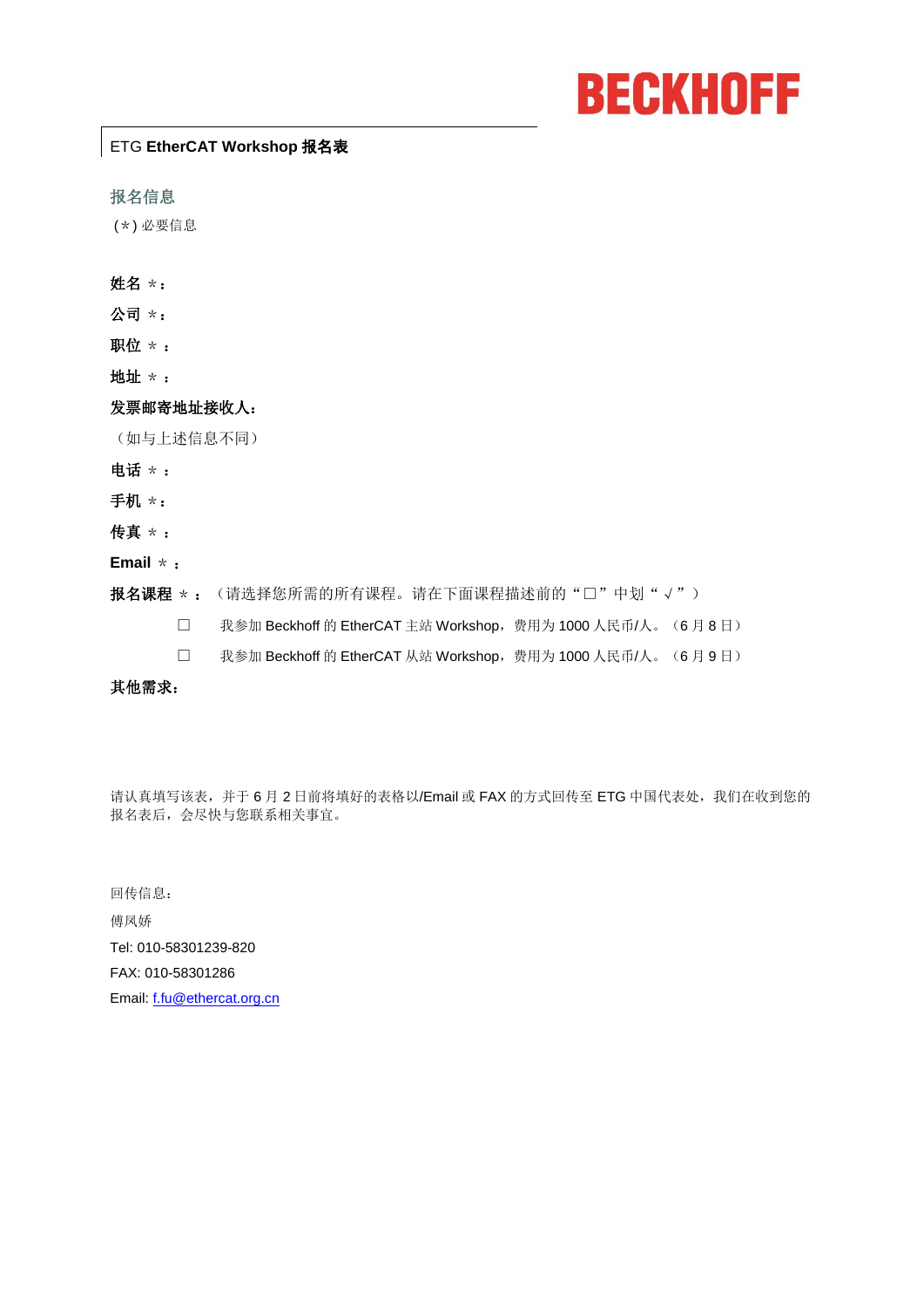BECKHOFF

ETG **EtherCAT Workshop 报名表**

## 报名信息

（*）必要信息

**姓名** *：

**公司** *：

**职位** *：

**地址** *：

**发票邮寄地址接收人：**

（如与上述信息不同）

**电话** *：

**手机** *：

**传真** *：

**Email** *：

**报名课程** *：（请选择您所需的所有课程。请在下面课程描述前的“□”中划“√”）

□　我参加 Beckhoff 的 EtherCAT 主站 Workshop，费用为 1000 人民币/人。（6 月 8 日）

□　我参加 Beckhoff 的 EtherCAT 从站 Workshop，费用为 1000 人民币/人。（6 月 9 日）

**其他需求：**

请认真填写该表，并于 6 月 2 日前将填好的表格以/Email 或 FAX 的方式回传至 ETG 中国代表处，我们在收到您的报名表后，会尽快与您联系相关事宜。

回传信息：

傅凤娇

Tel: 010-58301239-820

FAX: 010-58301286

Email: f.fu@ethercat.org.cn